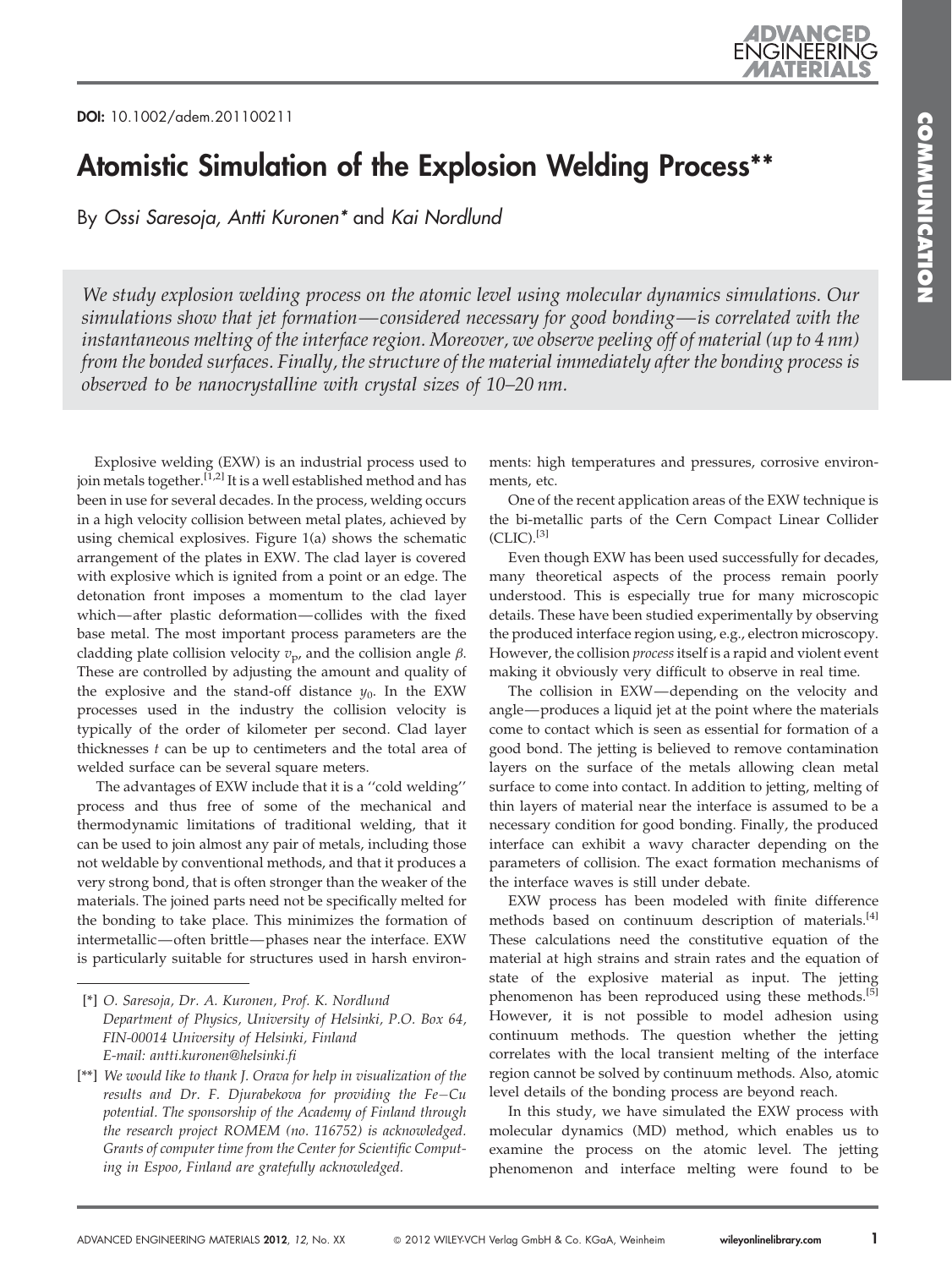DOI: 10.1002/adem.201100211

# Atomistic Simulation of the Explosion Welding Process**

By *Ossi Saresoja, Antti Kuronen** and *Kai Nordlund*

*We study explosion welding process on the atomic level using molecular dynamics simulations. Our simulations show that jet formation—considered necessary for good bonding—is correlated with the instantaneous melting of the interface region. Moreover, we observe peeling off of material (up to 4 nm) from the bonded surfaces. Finally, the structure of the material immediately after the bonding process is observed to be nanocrystalline with crystal sizes of 10–20 nm.*

Explosive welding (EXW) is an industrial process used to join metals together.[1,2] It is a well established method and has been in use for several decades. In the process, welding occurs in a high velocity collision between metal plates, achieved by using chemical explosives. Figure 1(a) shows the schematic arrangement of the plates in EXW. The clad layer is covered with explosive which is ignited from a point or an edge. The detonation front imposes a momentum to the clad layer which—after plastic deformation—collides with the fixed base metal. The most important process parameters are the cladding plate collision velocity $v_p$, and the collision angle $\beta$. These are controlled by adjusting the amount and quality of the explosive and the stand-off distance $y_0$. In the EXW processes used in the industry the collision velocity is typically of the order of kilometer per second. Clad layer thicknesses $t$ can be up to centimeters and the total area of welded surface can be several square meters.

The advantages of EXW include that it is a ''cold welding'' process and thus free of some of the mechanical and thermodynamic limitations of traditional welding, that it can be used to join almost any pair of metals, including those not weldable by conventional methods, and that it produces a very strong bond, that is often stronger than the weaker of the materials. The joined parts need not be specifically melted for the bonding to take place. This minimizes the formation of intermetallic—often brittle—phases near the interface. EXW is particularly suitable for structures used in harsh environments: high temperatures and pressures, corrosive environments, etc.

One of the recent application areas of the EXW technique is the bi-metallic parts of the Cern Compact Linear Collider (CLIC).[3]

Even though EXW has been used successfully for decades, many theoretical aspects of the process remain poorly understood. This is especially true for many microscopic details. These have been studied experimentally by observing the produced interface region using, e.g., electron microscopy. However, the collision *process* itself is a rapid and violent event making it obviously very difficult to observe in real time.

The collision in EXW—depending on the velocity and angle—produces a liquid jet at the point where the materials come to contact which is seen as essential for formation of a good bond. The jetting is believed to remove contamination layers on the surface of the metals allowing clean metal surface to come into contact. In addition to jetting, melting of thin layers of material near the interface is assumed to be a necessary condition for good bonding. Finally, the produced interface can exhibit a wavy character depending on the parameters of collision. The exact formation mechanisms of the interface waves is still under debate.

EXW process has been modeled with finite difference methods based on continuum description of materials.[4] These calculations need the constitutive equation of the material at high strains and strain rates and the equation of state of the explosive material as input. The jetting phenomenon has been reproduced using these methods.[5] However, it is not possible to model adhesion using continuum methods. The question whether the jetting correlates with the local transient melting of the interface region cannot be solved by continuum methods. Also, atomic level details of the bonding process are beyond reach.

In this study, we have simulated the EXW process with molecular dynamics (MD) method, which enables us to examine the process on the atomic level. The jetting phenomenon and interface melting were found to be

[*] O. Saresoja, Dr. A. Kuronen, Prof. K. Nordlund
Department of Physics, University of Helsinki, P.O. Box 64, FIN-00014 University of Helsinki, Finland
E-mail: antti.kuronen@helsinki.fi

[**] We would like to thank J. Orava for help in visualization of the results and Dr. F. Djurabekova for providing the Fe–Cu potential. The sponsorship of the Academy of Finland through the research project ROMEM (no. 116752) is acknowledged. Grants of computer time from the Center for Scientific Computing in Espoo, Finland are gratefully acknowledged.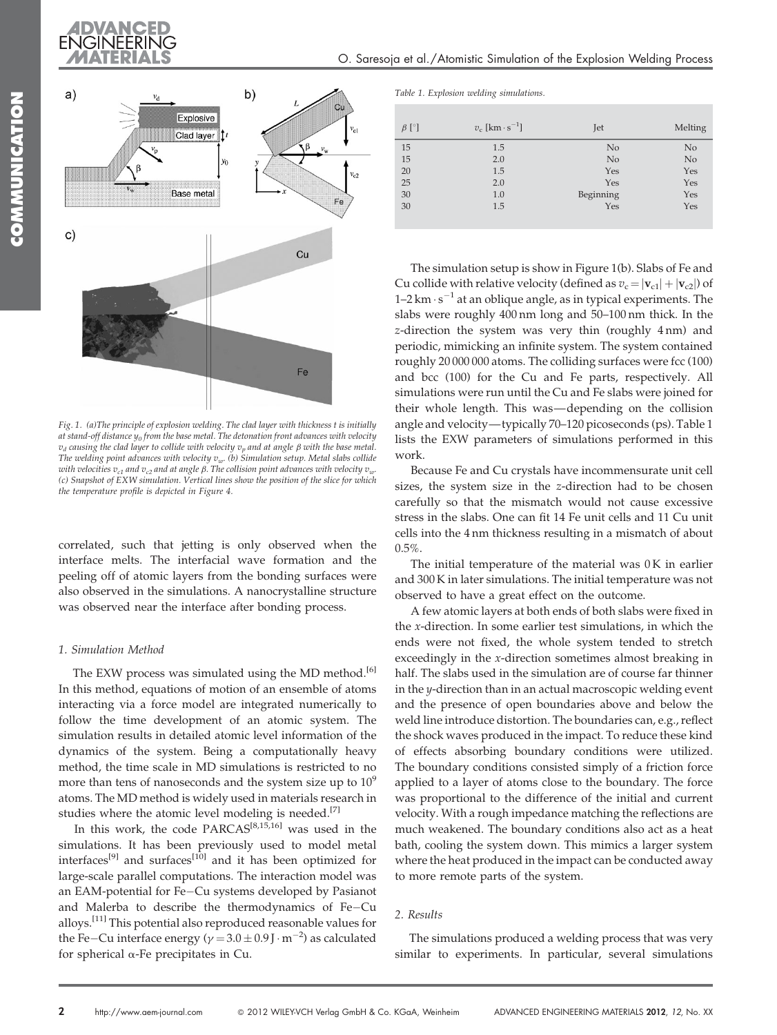Fig. 1. (a)The principle of explosion welding. The clad layer with thickness $t$ is initially at stand-off distance $y_0$ from the base metal. The detonation front advances with velocity $v_d$ causing the clad layer to collide with velocity $v_p$ and at angle $\beta$ with the base metal. The welding point advances with velocity $v_w$. (b) Simulation setup. Metal slabs collide with velocities $v_{c1}$ and $v_{c2}$ and at angle $\beta$. The collision point advances with velocity $v_w$. (c) Snapshot of EXW simulation. Vertical lines show the position of the slice for which the temperature profile is depicted in Figure 4.

correlated, such that jetting is only observed when the interface melts. The interfacial wave formation and the peeling off of atomic layers from the bonding surfaces were also observed in the simulations. A nanocrystalline structure was observed near the interface after bonding process.

## 1. Simulation Method

The EXW process was simulated using the MD method.[6] In this method, equations of motion of an ensemble of atoms interacting via a force model are integrated numerically to follow the time development of an atomic system. The simulation results in detailed atomic level information of the dynamics of the system. Being a computationally heavy method, the time scale in MD simulations is restricted to no more than tens of nanoseconds and the system size up to $10^9$ atoms. The MD method is widely used in materials research in studies where the atomic level modeling is needed.[7]

In this work, the code PARCAS[8,15,16] was used in the simulations. It has been previously used to model metal interfaces[9] and surfaces[10] and it has been optimized for large-scale parallel computations. The interaction model was an EAM-potential for Fe–Cu systems developed by Pasianot and Malerba to describe the thermodynamics of Fe–Cu alloys.[11] This potential also reproduced reasonable values for the Fe–Cu interface energy ($\gamma = 3.0 \pm 0.9\,\mathrm{J \cdot m^{-2}}$) as calculated for spherical α-Fe precipitates in Cu.

Table 1. Explosion welding simulations.

| $\beta$ [°] | $v_c$ [km · s$^{-1}$] | Jet | Melting |
|---|---|---|---|
| 15 | 1.5 | No | No |
| 15 | 2.0 | No | No |
| 20 | 1.5 | Yes | Yes |
| 25 | 2.0 | Yes | Yes |
| 30 | 1.0 | Beginning | Yes |
| 30 | 1.5 | Yes | Yes |

The simulation setup is show in Figure 1(b). Slabs of Fe and Cu collide with relative velocity (defined as $v_c = |\mathbf{v}_{c1}| + |\mathbf{v}_{c2}|$) of 1–2 km · s$^{-1}$ at an oblique angle, as in typical experiments. The slabs were roughly 400 nm long and 50–100 nm thick. In the $z$-direction the system was very thin (roughly 4 nm) and periodic, mimicking an infinite system. The system contained roughly 20 000 000 atoms. The colliding surfaces were fcc (100) and bcc (100) for the Cu and Fe parts, respectively. All simulations were run until the Cu and Fe slabs were joined for their whole length. This was—depending on the collision angle and velocity—typically 70–120 picoseconds (ps). Table 1 lists the EXW parameters of simulations performed in this work.

Because Fe and Cu crystals have incommensurate unit cell sizes, the system size in the $z$-direction had to be chosen carefully so that the mismatch would not cause excessive stress in the slabs. One can fit 14 Fe unit cells and 11 Cu unit cells into the 4 nm thickness resulting in a mismatch of about 0.5%.

The initial temperature of the material was 0 K in earlier and 300 K in later simulations. The initial temperature was not observed to have a great effect on the outcome.

A few atomic layers at both ends of both slabs were fixed in the $x$-direction. In some earlier test simulations, in which the ends were not fixed, the whole system tended to stretch exceedingly in the $x$-direction sometimes almost breaking in half. The slabs used in the simulation are of course far thinner in the $y$-direction than in an actual macroscopic welding event and the presence of open boundaries above and below the weld line introduce distortion. The boundaries can, e.g., reflect the shock waves produced in the impact. To reduce these kind of effects absorbing boundary conditions were utilized. The boundary conditions consisted simply of a friction force applied to a layer of atoms close to the boundary. The force was proportional to the difference of the initial and current velocity. With a rough impedance matching the reflections are much weakened. The boundary conditions also act as a heat bath, cooling the system down. This mimics a larger system where the heat produced in the impact can be conducted away to more remote parts of the system.

## 2. Results

The simulations produced a welding process that was very similar to experiments. In particular, several simulations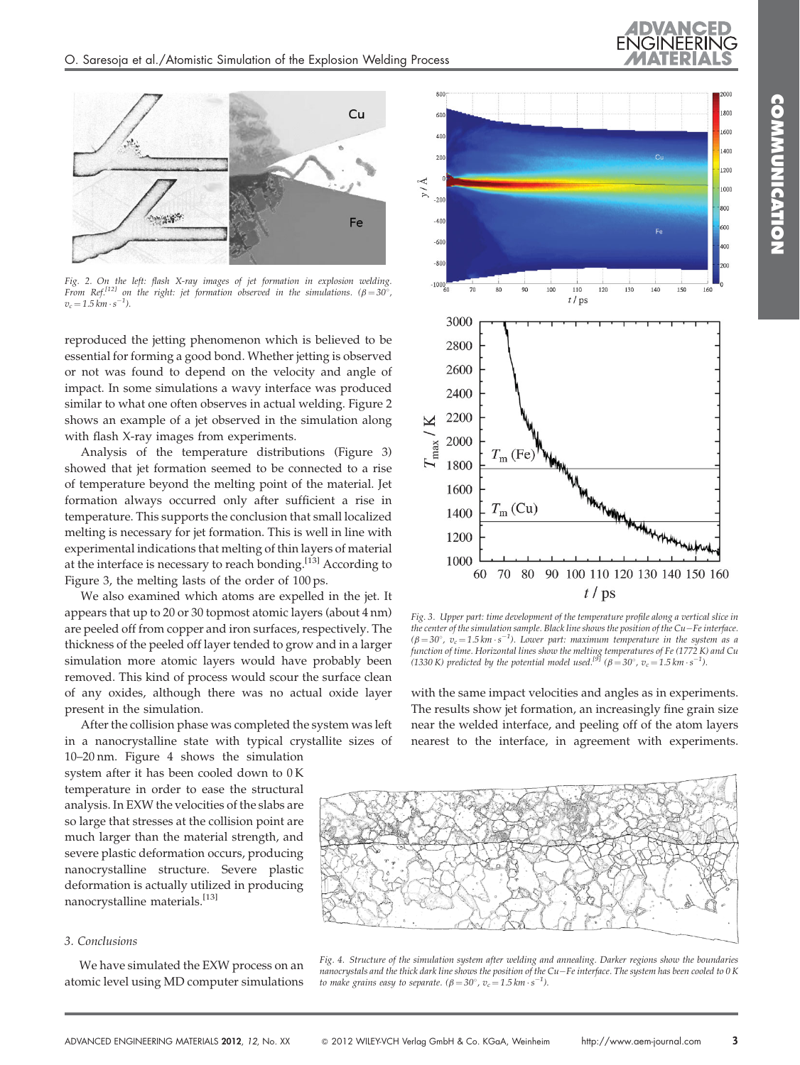Fig. 2. On the left: flash X-ray images of jet formation in explosion welding. From Ref.[12] on the right: jet formation observed in the simulations. ($\beta = 30^\circ$, $v_c = 1.5\,km \cdot s^{-1}$).

reproduced the jetting phenomenon which is believed to be essential for forming a good bond. Whether jetting is observed or not was found to depend on the velocity and angle of impact. In some simulations a wavy interface was produced similar to what one often observes in actual welding. Figure 2 shows an example of a jet observed in the simulation along with flash X-ray images from experiments.

Analysis of the temperature distributions (Figure 3) showed that jet formation seemed to be connected to a rise of temperature beyond the melting point of the material. Jet formation always occurred only after sufficient a rise in temperature. This supports the conclusion that small localized melting is necessary for jet formation. This is well in line with experimental indications that melting of thin layers of material at the interface is necessary to reach bonding.[13] According to Figure 3, the melting lasts of the order of 100 ps.

We also examined which atoms are expelled in the jet. It appears that up to 20 or 30 topmost atomic layers (about 4 nm) are peeled off from copper and iron surfaces, respectively. The thickness of the peeled off layer tended to grow and in a larger simulation more atomic layers would have probably been removed. This kind of process would scour the surface clean of any oxides, although there was no actual oxide layer present in the simulation.

After the collision phase was completed the system was left in a nanocrystalline state with typical crystallite sizes of 10–20 nm. Figure 4 shows the simulation system after it has been cooled down to 0 K temperature in order to ease the structural analysis. In EXW the velocities of the slabs are so large that stresses at the collision point are much larger than the material strength, and severe plastic deformation occurs, producing nanocrystalline structure. Severe plastic deformation is actually utilized in producing nanocrystalline materials.[13]

Fig. 3. Upper part: time development of the temperature profile along a vertical slice in the center of the simulation sample. Black line shows the position of the Cu–Fe interface. ($\beta = 30^\circ$, $v_c = 1.5\,km \cdot s^{-1}$). Lower part: maximum temperature in the system as a function of time. Horizontal lines show the melting temperatures of Fe (1772 K) and Cu (1330 K) predicted by the potential model used.[9] ($\beta = 30^\circ$, $v_c = 1.5\,km \cdot s^{-1}$).

Fig. 4. Structure of the simulation system after welding and annealing. Darker regions show the boundaries nanocrystals and the thick dark line shows the position of the Cu–Fe interface. The system has been cooled to 0 K to make grains easy to separate. ($\beta = 30^\circ$, $v_c = 1.5\,km \cdot s^{-1}$).

### 3. Conclusions

We have simulated the EXW process on an atomic level using MD computer simulations with the same impact velocities and angles as in experiments. The results show jet formation, an increasingly fine grain size near the welded interface, and peeling off of the atom layers nearest to the interface, in agreement with experiments.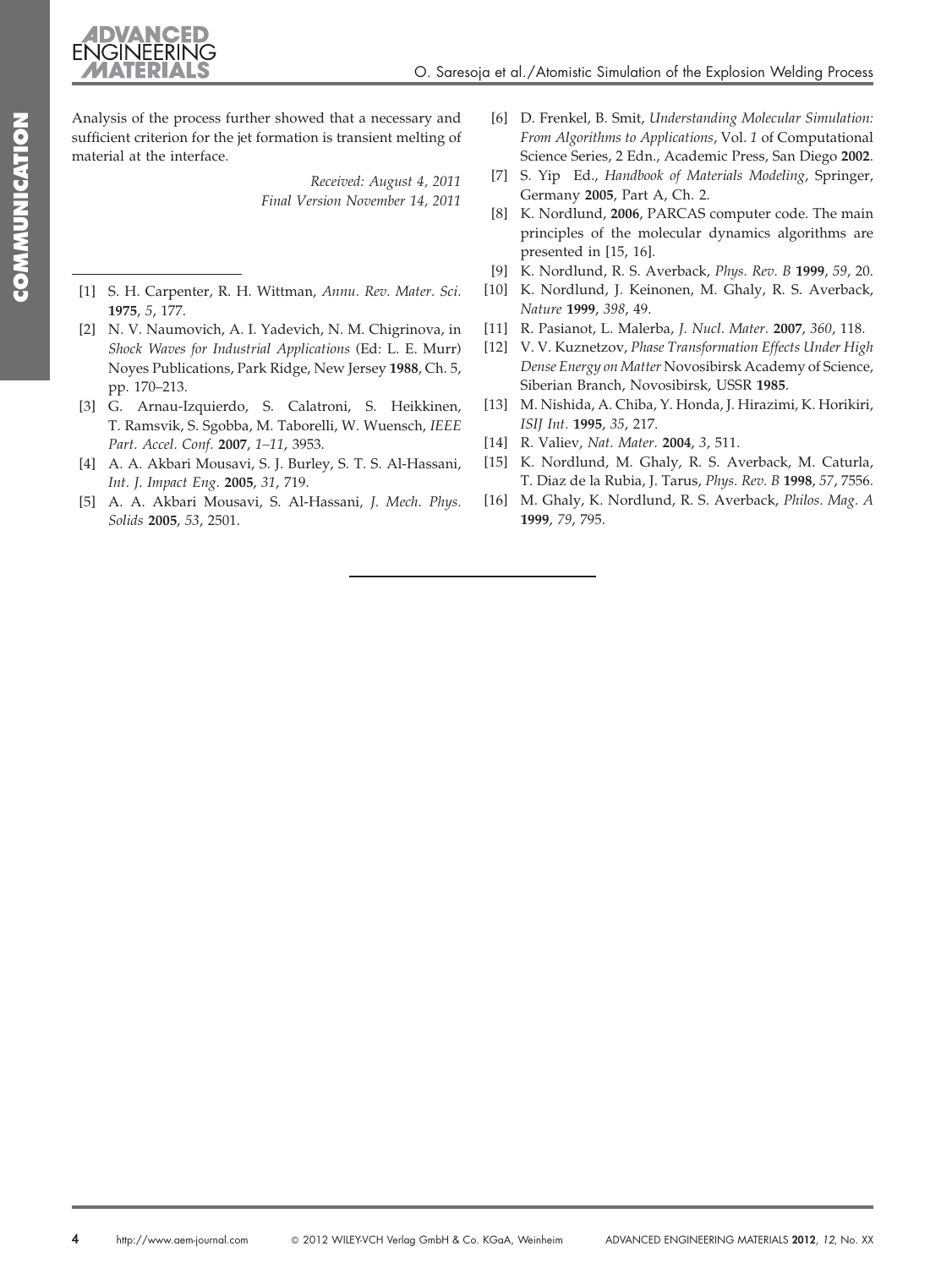Analysis of the process further showed that a necessary and sufficient criterion for the jet formation is transient melting of material at the interface.

*Received: August 4, 2011*
*Final Version November 14, 2011*

---

[1] S. H. Carpenter, R. H. Wittman, *Annu. Rev. Mater. Sci.* **1975**, *5*, 177.

[2] N. V. Naumovich, A. I. Yadevich, N. M. Chigrinova, in *Shock Waves for Industrial Applications* (Ed: L. E. Murr) Noyes Publications, Park Ridge, New Jersey **1988**, Ch. 5, pp. 170–213.

[3] G. Arnau-Izquierdo, S. Calatroni, S. Heikkinen, T. Ramsvik, S. Sgobba, M. Taborelli, W. Wuensch, *IEEE Part. Accel. Conf.* **2007**, *1–11*, 3953.

[4] A. A. Akbari Mousavi, S. J. Burley, S. T. S. Al-Hassani, *Int. J. Impact Eng.* **2005**, *31*, 719.

[5] A. A. Akbari Mousavi, S. Al-Hassani, *J. Mech. Phys. Solids* **2005**, *53*, 2501.

[6] D. Frenkel, B. Smit, *Understanding Molecular Simulation: From Algorithms to Applications*, Vol. *1* of Computational Science Series, 2 Edn., Academic Press, San Diego **2002**.

[7] S. Yip Ed., *Handbook of Materials Modeling*, Springer, Germany **2005**, Part A, Ch. 2.

[8] K. Nordlund, **2006**, PARCAS computer code. The main principles of the molecular dynamics algorithms are presented in [15, 16].

[9] K. Nordlund, R. S. Averback, *Phys. Rev. B* **1999**, *59*, 20.

[10] K. Nordlund, J. Keinonen, M. Ghaly, R. S. Averback, *Nature* **1999**, *398*, 49.

[11] R. Pasianot, L. Malerba, *J. Nucl. Mater.* **2007**, *360*, 118.

[12] V. V. Kuznetzov, *Phase Transformation Effects Under High Dense Energy on Matter* Novosibirsk Academy of Science, Siberian Branch, Novosibirsk, USSR **1985**.

[13] M. Nishida, A. Chiba, Y. Honda, J. Hirazimi, K. Horikiri, *ISIJ Int.* **1995**, *35*, 217.

[14] R. Valiev, *Nat. Mater.* **2004**, *3*, 511.

[15] K. Nordlund, M. Ghaly, R. S. Averback, M. Caturla, T. Diaz de la Rubia, J. Tarus, *Phys. Rev. B* **1998**, *57*, 7556.

[16] M. Ghaly, K. Nordlund, R. S. Averback, *Philos. Mag. A* **1999**, *79*, 795.